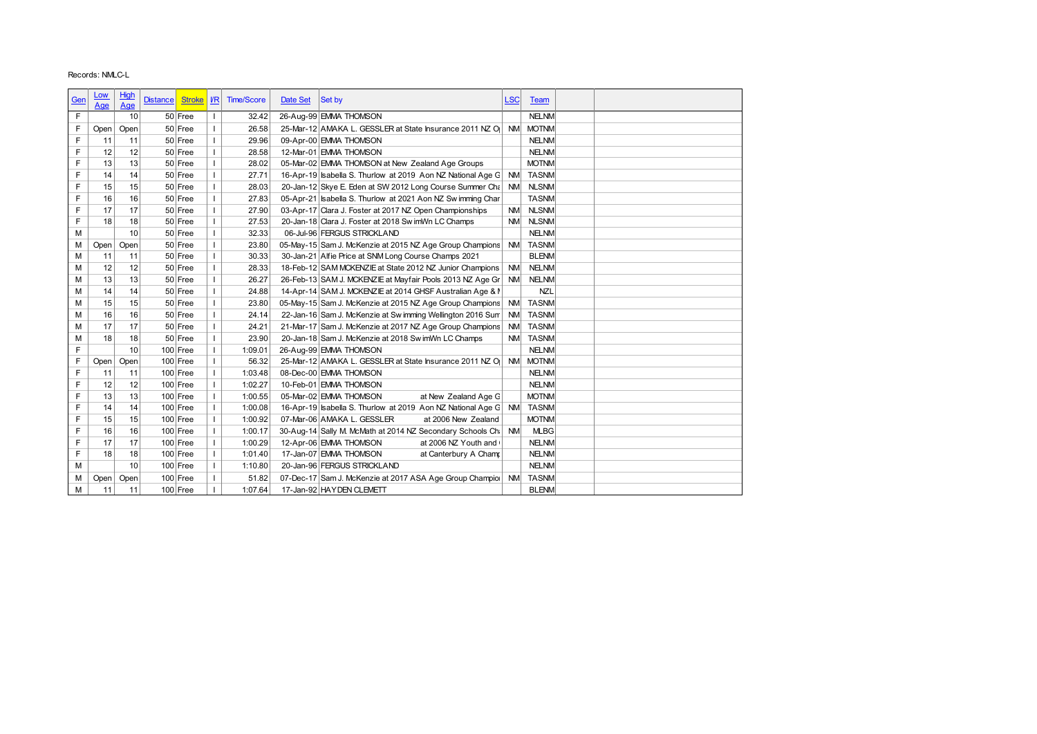Records: NMLC-L

| Gen | Low Age | High Age | Distance | Stroke | I/R | Time/Score | Date Set | Set by | LSC | Team | | |
|---|---|---|---|---|---|---|---|---|---|---|---|---|
| F | | 10 | 50 | Free | I | 32.42 | 26-Aug-99 | EMMA THOMSON | | NELNM | | |
| F | Open | Open | 50 | Free | I | 26.58 | 25-Mar-12 | AMAKA L. GESSLER at State Insurance 2011 NZ O| | NM | MOTNM | | |
| F | 11 | 11 | 50 | Free | I | 29.96 | 09-Apr-00 | EMMA THOMSON | | NELNM | | |
| F | 12 | 12 | 50 | Free | I | 28.58 | 12-Mar-01 | EMMA THOMSON | | NELNM | | |
| F | 13 | 13 | 50 | Free | I | 28.02 | 05-Mar-02 | EMMA THOMSON at New Zealand Age Groups | | MOTNM | | |
| F | 14 | 14 | 50 | Free | I | 27.71 | 16-Apr-19 | Isabella S. Thurlow at 2019 Aon NZ National Age G | NM | TASNM | | |
| F | 15 | 15 | 50 | Free | I | 28.03 | 20-Jan-12 | Skye E. Eden at SW 2012 Long Course Summer Cha | NM | NLSNM | | |
| F | 16 | 16 | 50 | Free | I | 27.83 | 05-Apr-21 | Isabella S. Thurlow at 2021 Aon NZ Swimming Char | | TASNM | | |
| F | 17 | 17 | 50 | Free | I | 27.90 | 03-Apr-17 | Clara J. Foster at 2017 NZ Open Championships | NM | NLSNM | | |
| F | 18 | 18 | 50 | Free | I | 27.53 | 20-Jan-18 | Clara J. Foster at 2018 SwimWn LC Champs | NM | NLSNM | | |
| M | | 10 | 50 | Free | I | 32.33 | 06-Jul-96 | FERGUS STRICKLAND | | NELNM | | |
| M | Open | Open | 50 | Free | I | 23.80 | 05-May-15 | Sam J. McKenzie at 2015 NZ Age Group Champions | NM | TASNM | | |
| M | 11 | 11 | 50 | Free | I | 30.33 | 30-Jan-21 | Alfie Price at SNM Long Course Champs 2021 | | BLENM | | |
| M | 12 | 12 | 50 | Free | I | 28.33 | 18-Feb-12 | SAM MCKENZIE at State 2012 NZ Junior Champions | NM | NELNM | | |
| M | 13 | 13 | 50 | Free | I | 26.27 | 26-Feb-13 | SAM J. MCKENZIE at Mayfair Pools 2013 NZ Age Gr | NM | NELNM | | |
| M | 14 | 14 | 50 | Free | I | 24.88 | 14-Apr-14 | SAM J. MCKENZIE at 2014 GHSF Australian Age & I | | NZL | | |
| M | 15 | 15 | 50 | Free | I | 23.80 | 05-May-15 | Sam J. McKenzie at 2015 NZ Age Group Champions | NM | TASNM | | |
| M | 16 | 16 | 50 | Free | I | 24.14 | 22-Jan-16 | Sam J. McKenzie at Swimming Wellington 2016 Sum | NM | TASNM | | |
| M | 17 | 17 | 50 | Free | I | 24.21 | 21-Mar-17 | Sam J. McKenzie at 2017 NZ Age Group Champions | NM | TASNM | | |
| M | 18 | 18 | 50 | Free | I | 23.90 | 20-Jan-18 | Sam J. McKenzie at 2018 SwimWn LC Champs | NM | TASNM | | |
| F | | 10 | 100 | Free | I | 1:09.01 | 26-Aug-99 | EMMA THOMSON | | NELNM | | |
| F | Open | Open | 100 | Free | I | 56.32 | 25-Mar-12 | AMAKA L. GESSLER at State Insurance 2011 NZ O| | NM | MOTNM | | |
| F | 11 | 11 | 100 | Free | I | 1:03.48 | 08-Dec-00 | EMMA THOMSON | | NELNM | | |
| F | 12 | 12 | 100 | Free | I | 1:02.27 | 10-Feb-01 | EMMA THOMSON | | NELNM | | |
| F | 13 | 13 | 100 | Free | I | 1:00.55 | 05-Mar-02 | EMMA THOMSON at New Zealand Age G | | MOTNM | | |
| F | 14 | 14 | 100 | Free | I | 1:00.08 | 16-Apr-19 | Isabella S. Thurlow at 2019 Aon NZ National Age G | NM | TASNM | | |
| F | 15 | 15 | 100 | Free | I | 1:00.92 | 07-Mar-06 | AMAKA L. GESSLER at 2006 New Zealand | | MOTNM | | |
| F | 16 | 16 | 100 | Free | I | 1:00.17 | 30-Aug-14 | Sally M. McMath at 2014 NZ Secondary Schools Ch | NM | MLBG | | |
| F | 17 | 17 | 100 | Free | I | 1:00.29 | 12-Apr-06 | EMMA THOMSON at 2006 NZ Youth and | | NELNM | | |
| F | 18 | 18 | 100 | Free | I | 1:01.40 | 17-Jan-07 | EMMA THOMSON at Canterbury A Champ | | NELNM | | |
| M | | 10 | 100 | Free | I | 1:10.80 | 20-Jan-96 | FERGUS STRICKLAND | | NELNM | | |
| M | Open | Open | 100 | Free | I | 51.82 | 07-Dec-17 | Sam J. McKenzie at 2017 ASA Age Group Champio | NM | TASNM | | |
| M | 11 | 11 | 100 | Free | I | 1:07.64 | 17-Jan-92 | HAYDEN CLEMETT | | BLENM | | |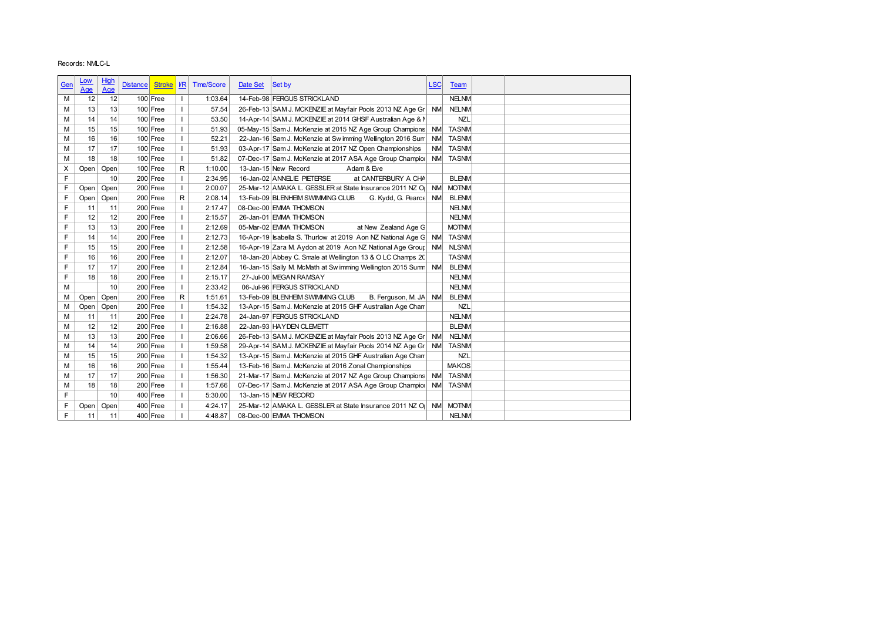Records: NMLC-L

| Gen | Low Age | High Age | Distance | Stroke | I/R | Time/Score | Date Set | Set by | LSC | Team | | |
|---|---|---|---|---|---|---|---|---|---|---|---|---|
| M | 12 | 12 | 100 | Free | I | 1:03.64 | 14-Feb-98 | FERGUS STRICKLAND | | NELNM | | |
| M | 13 | 13 | 100 | Free | I | 57.54 | 26-Feb-13 | SAM J. MCKENZIE at Mayfair Pools 2013 NZ Age Gr | NM | NELNM | | |
| M | 14 | 14 | 100 | Free | I | 53.50 | 14-Apr-14 | SAM J. MCKENZIE at 2014 GHSF Australian Age & I | | NZL | | |
| M | 15 | 15 | 100 | Free | I | 51.93 | 05-May-15 | Sam J. McKenzie at 2015 NZ Age Group Champions | NM | TASNM | | |
| M | 16 | 16 | 100 | Free | I | 52.21 | 22-Jan-16 | Sam J. McKenzie at Swimming Wellington 2016 Sum | NM | TASNM | | |
| M | 17 | 17 | 100 | Free | I | 51.93 | 03-Apr-17 | Sam J. McKenzie at 2017 NZ Open Championships | NM | TASNM | | |
| M | 18 | 18 | 100 | Free | I | 51.82 | 07-Dec-17 | Sam J. McKenzie at 2017 ASA Age Group Champio | NM | TASNM | | |
| X | Open | Open | 100 | Free | R | 1:10.00 | 13-Jan-15 | New Record Adam & Eve | | | | |
| F | | 10 | 200 | Free | I | 2:34.95 | 16-Jan-02 | ANNELIE PIETERSE at CANTERBURY A CHA | | BLENM | | |
| F | Open | Open | 200 | Free | I | 2:00.07 | 25-Mar-12 | AMAKA L. GESSLER at State Insurance 2011 NZ O | NM | MOTNM | | |
| F | Open | Open | 200 | Free | R | 2:08.14 | 13-Feb-09 | BLENHEIM SWIMMING CLUB G. Kydd, G. Pearce | NM | BLENM | | |
| F | 11 | 11 | 200 | Free | I | 2:17.47 | 08-Dec-00 | EMMA THOMSON | | NELNM | | |
| F | 12 | 12 | 200 | Free | I | 2:15.57 | 26-Jan-01 | EMMA THOMSON | | NELNM | | |
| F | 13 | 13 | 200 | Free | I | 2:12.69 | 05-Mar-02 | EMMA THOMSON at New Zealand Age G | | MOTNM | | |
| F | 14 | 14 | 200 | Free | I | 2:12.73 | 16-Apr-19 | Isabella S. Thurlow at 2019 Aon NZ National Age G | NM | TASNM | | |
| F | 15 | 15 | 200 | Free | I | 2:12.58 | 16-Apr-19 | Zara M. Aydon at 2019 Aon NZ National Age Group | NM | NLSNM | | |
| F | 16 | 16 | 200 | Free | I | 2:12.07 | 18-Jan-20 | Abbey C. Smale at Wellington 13 & O LC Champs 20 | | TASNM | | |
| F | 17 | 17 | 200 | Free | I | 2:12.84 | 16-Jan-15 | Sally M. McMath at Swimming Wellington 2015 Summ | NM | BLENM | | |
| F | 18 | 18 | 200 | Free | I | 2:15.17 | 27-Jul-00 | MEGAN RAMSAY | | NELNM | | |
| M | | 10 | 200 | Free | I | 2:33.42 | 06-Jul-96 | FERGUS STRICKLAND | | NELNM | | |
| M | Open | Open | 200 | Free | R | 1:51.61 | 13-Feb-09 | BLENHEIM SWIMMING CLUB B. Ferguson, M. JA | NM | BLENM | | |
| M | Open | Open | 200 | Free | I | 1:54.32 | 13-Apr-15 | Sam J. McKenzie at 2015 GHF Australian Age Cham | | NZL | | |
| M | 11 | 11 | 200 | Free | I | 2:24.78 | 24-Jan-97 | FERGUS STRICKLAND | | NELNM | | |
| M | 12 | 12 | 200 | Free | I | 2:16.88 | 22-Jan-93 | HAYDEN CLEMETT | | BLENM | | |
| M | 13 | 13 | 200 | Free | I | 2:06.66 | 26-Feb-13 | SAM J. MCKENZIE at Mayfair Pools 2013 NZ Age Gr | NM | NELNM | | |
| M | 14 | 14 | 200 | Free | I | 1:59.58 | 29-Apr-14 | SAM J. MCKENZIE at Mayfair Pools 2014 NZ Age Gr | NM | TASNM | | |
| M | 15 | 15 | 200 | Free | I | 1:54.32 | 13-Apr-15 | Sam J. McKenzie at 2015 GHF Australian Age Cham | | NZL | | |
| M | 16 | 16 | 200 | Free | I | 1:55.44 | 13-Feb-16 | Sam J. McKenzie at 2016 Zonal Championships | | MAKOS | | |
| M | 17 | 17 | 200 | Free | I | 1:56.30 | 21-Mar-17 | Sam J. McKenzie at 2017 NZ Age Group Champions | NM | TASNM | | |
| M | 18 | 18 | 200 | Free | I | 1:57.66 | 07-Dec-17 | Sam J. McKenzie at 2017 ASA Age Group Champio | NM | TASNM | | |
| F | | 10 | 400 | Free | I | 5:30.00 | 13-Jan-15 | NEW RECORD | | | | |
| F | Open | Open | 400 | Free | I | 4:24.17 | 25-Mar-12 | AMAKA L. GESSLER at State Insurance 2011 NZ O | NM | MOTNM | | |
| F | 11 | 11 | 400 | Free | I | 4:48.87 | 08-Dec-00 | EMMA THOMSON | | NELNM | | |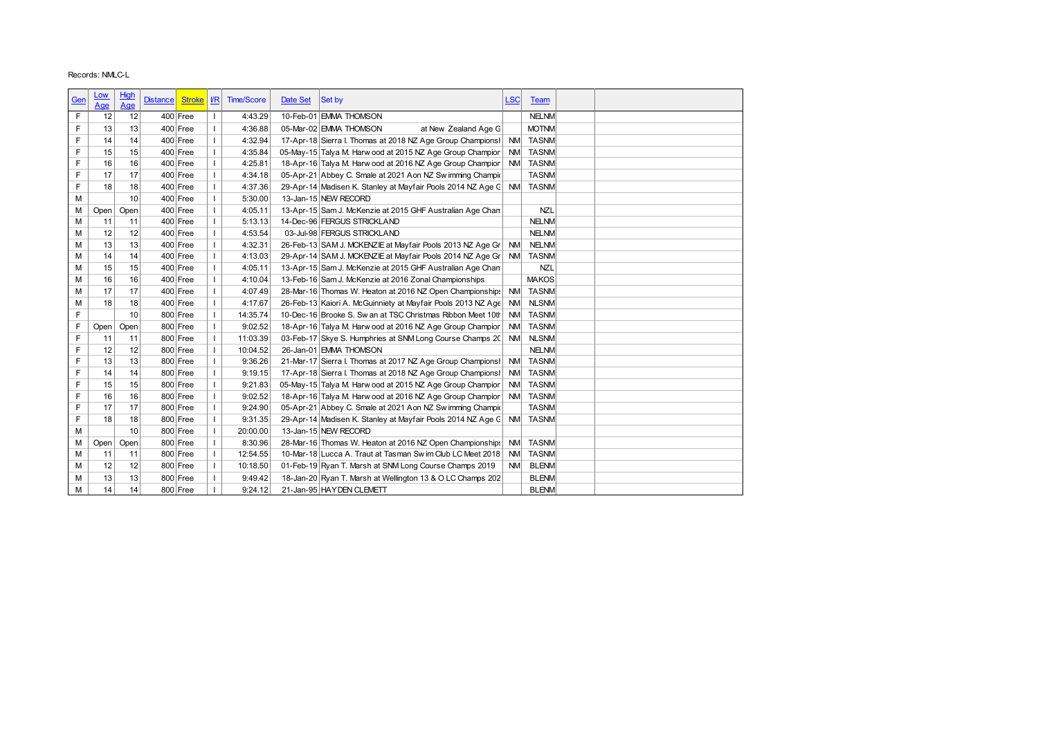Records: NMLC-L

| Gen | Low Age | High Age | Distance | Stroke | I/R | Time/Score | Date Set | Set by | LSC | Team | | |
|---|---|---|---|---|---|---|---|---|---|---|---|---|
| F | 12 | 12 | 400 | Free | I | 4:43.29 | 10-Feb-01 | EMMA THOMSON | | NELNM | | |
| F | 13 | 13 | 400 | Free | I | 4:36.88 | 05-Mar-02 | EMMA THOMSON at New Zealand Age G | | MOTNM | | |
| F | 14 | 14 | 400 | Free | I | 4:32.94 | 17-Apr-18 | Sierra I. Thomas at 2018 NZ Age Group Championsh | NM | TASNM | | |
| F | 15 | 15 | 400 | Free | I | 4:35.84 | 05-May-15 | Talya M. Harwood at 2015 NZ Age Group Champion | NM | TASNM | | |
| F | 16 | 16 | 400 | Free | I | 4:25.81 | 18-Apr-16 | Talya M. Harwood at 2016 NZ Age Group Champion | NM | TASNM | | |
| F | 17 | 17 | 400 | Free | I | 4:34.18 | 05-Apr-21 | Abbey C. Smale at 2021 Aon NZ Swimming Champio | | TASNM | | |
| F | 18 | 18 | 400 | Free | I | 4:37.36 | 29-Apr-14 | Madisen K. Stanley at Mayfair Pools 2014 NZ Age G | NM | TASNM | | |
| M | | 10 | 400 | Free | I | 5:30.00 | 13-Jan-15 | NEW RECORD | | | | |
| M | Open | Open | 400 | Free | I | 4:05.11 | 13-Apr-15 | Sam J. McKenzie at 2015 GHF Australian Age Cham | | NZL | | |
| M | 11 | 11 | 400 | Free | I | 5:13.13 | 14-Dec-96 | FERGUS STRICKLAND | | NELNM | | |
| M | 12 | 12 | 400 | Free | I | 4:53.54 | 03-Jul-98 | FERGUS STRICKLAND | | NELNM | | |
| M | 13 | 13 | 400 | Free | I | 4:32.31 | 26-Feb-13 | SAM J. MCKENZIE at Mayfair Pools 2013 NZ Age Gr | NM | NELNM | | |
| M | 14 | 14 | 400 | Free | I | 4:13.03 | 29-Apr-14 | SAM J. MCKENZIE at Mayfair Pools 2014 NZ Age Gr | NM | TASNM | | |
| M | 15 | 15 | 400 | Free | I | 4:05.11 | 13-Apr-15 | Sam J. McKenzie at 2015 GHF Australian Age Cham | | NZL | | |
| M | 16 | 16 | 400 | Free | I | 4:10.04 | 13-Feb-16 | Sam J. McKenzie at 2016 Zonal Championships | | MAKOS | | |
| M | 17 | 17 | 400 | Free | I | 4:07.49 | 28-Mar-16 | Thomas W. Heaton at 2016 NZ Open Championships | NM | TASNM | | |
| M | 18 | 18 | 400 | Free | I | 4:17.67 | 26-Feb-13 | Kaiori A. McGuinniety at Mayfair Pools 2013 NZ Age | NM | NLSNM | | |
| F | | 10 | 800 | Free | I | 14:35.74 | 10-Dec-16 | Brooke S. Swan at TSC Christmas Ribbon Meet 10th | NM | TASNM | | |
| F | Open | Open | 800 | Free | I | 9:02.52 | 18-Apr-16 | Talya M. Harwood at 2016 NZ Age Group Champion | NM | TASNM | | |
| F | 11 | 11 | 800 | Free | I | 11:03.39 | 03-Feb-17 | Skye S. Humphries at SNM Long Course Champs 20 | NM | NLSNM | | |
| F | 12 | 12 | 800 | Free | I | 10:04.52 | 26-Jan-01 | EMMA THOMSON | | NELNM | | |
| F | 13 | 13 | 800 | Free | I | 9:36.26 | 21-Mar-17 | Sierra I. Thomas at 2017 NZ Age Group Championsh | NM | TASNM | | |
| F | 14 | 14 | 800 | Free | I | 9:19.15 | 17-Apr-18 | Sierra I. Thomas at 2018 NZ Age Group Championsh | NM | TASNM | | |
| F | 15 | 15 | 800 | Free | I | 9:21.83 | 05-May-15 | Talya M. Harwood at 2015 NZ Age Group Champion | NM | TASNM | | |
| F | 16 | 16 | 800 | Free | I | 9:02.52 | 18-Apr-16 | Talya M. Harwood at 2016 NZ Age Group Champion | NM | TASNM | | |
| F | 17 | 17 | 800 | Free | I | 9:24.90 | 05-Apr-21 | Abbey C. Smale at 2021 Aon NZ Swimming Champio | | TASNM | | |
| F | 18 | 18 | 800 | Free | I | 9:31.35 | 29-Apr-14 | Madisen K. Stanley at Mayfair Pools 2014 NZ Age G | NM | TASNM | | |
| M | | 10 | 800 | Free | I | 20:00.00 | 13-Jan-15 | NEW RECORD | | | | |
| M | Open | Open | 800 | Free | I | 8:30.96 | 28-Mar-16 | Thomas W. Heaton at 2016 NZ Open Championships | NM | TASNM | | |
| M | 11 | 11 | 800 | Free | I | 12:54.55 | 10-Mar-18 | Lucca A. Traut at Tasman Swim Club LC Meet 2018 | NM | TASNM | | |
| M | 12 | 12 | 800 | Free | I | 10:18.50 | 01-Feb-19 | Ryan T. Marsh at SNM Long Course Champs 2019 | NM | BLENM | | |
| M | 13 | 13 | 800 | Free | I | 9:49.42 | 18-Jan-20 | Ryan T. Marsh at Wellington 13 & O LC Champs 202 | | BLENM | | |
| M | 14 | 14 | 800 | Free | I | 9:24.12 | 21-Jan-95 | HAYDEN CLEMETT | | BLENM | | |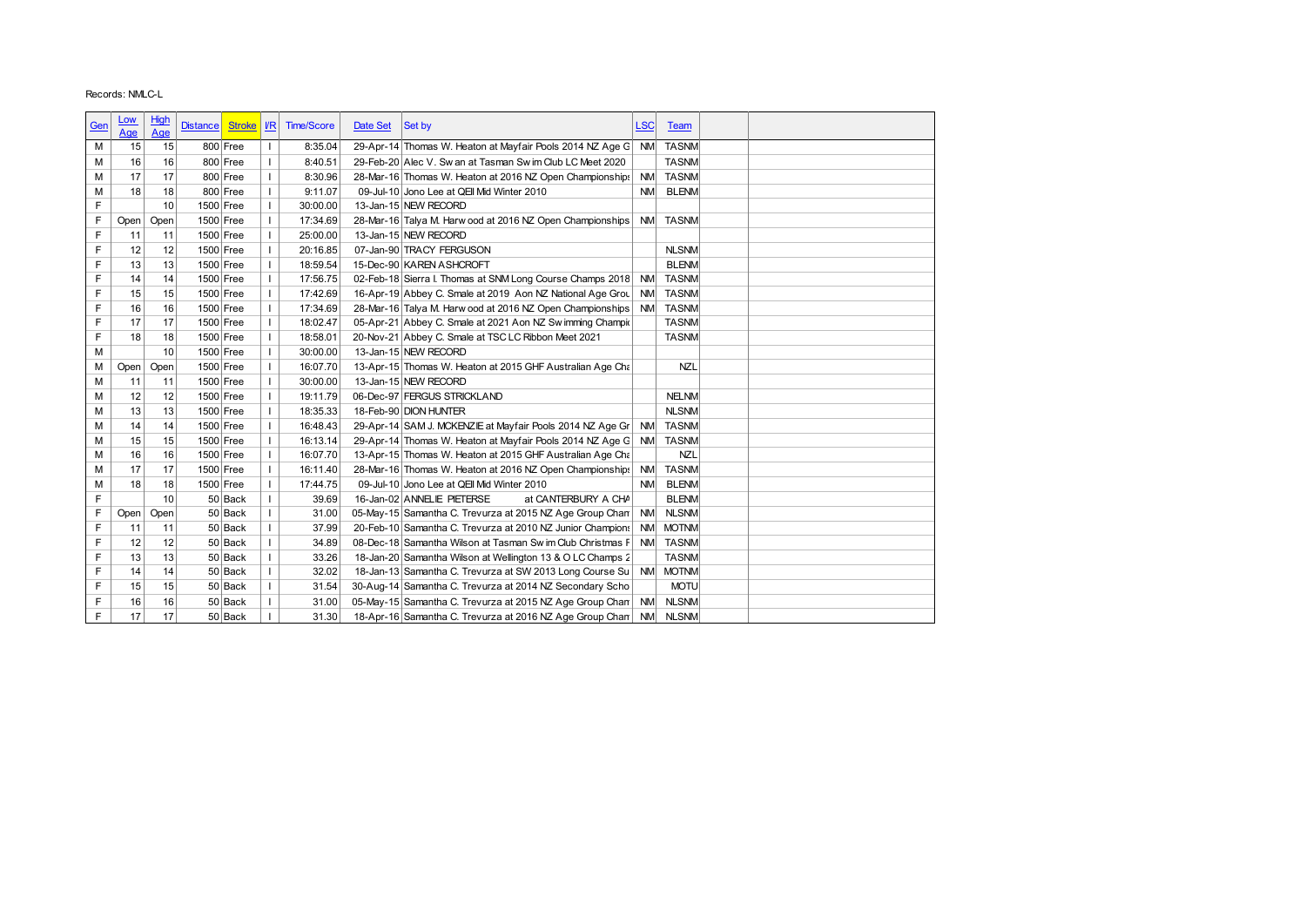Records: NMLC-L

| Gen | Low Age | High Age | Distance | Stroke | I/R | Time/Score | Date Set | Set by | LSC | Team | | |
|---|---|---|---|---|---|---|---|---|---|---|---|---|
| M | 15 | 15 | 800 | Free | I | 8:35.04 | 29-Apr-14 | Thomas W. Heaton at Mayfair Pools 2014 NZ Age G | NM | TASNM | | |
| M | 16 | 16 | 800 | Free | I | 8:40.51 | 29-Feb-20 | Alec V. Swan at Tasman Swim Club LC Meet 2020 | | TASNM | | |
| M | 17 | 17 | 800 | Free | I | 8:30.96 | 28-Mar-16 | Thomas W. Heaton at 2016 NZ Open Championships | NM | TASNM | | |
| M | 18 | 18 | 800 | Free | I | 9:11.07 | 09-Jul-10 | Jono Lee at QEII Mid Winter 2010 | NM | BLENM | | |
| F | | 10 | 1500 | Free | I | 30:00.00 | 13-Jan-15 | NEW RECORD | | | | |
| F | Open | Open | 1500 | Free | I | 17:34.69 | 28-Mar-16 | Talya M. Harwood at 2016 NZ Open Championships | NM | TASNM | | |
| F | 11 | 11 | 1500 | Free | I | 25:00.00 | 13-Jan-15 | NEW RECORD | | | | |
| F | 12 | 12 | 1500 | Free | I | 20:16.85 | 07-Jan-90 | TRACY FERGUSON | | NLSNM | | |
| F | 13 | 13 | 1500 | Free | I | 18:59.54 | 15-Dec-90 | KAREN ASHCROFT | | BLENM | | |
| F | 14 | 14 | 1500 | Free | I | 17:56.75 | 02-Feb-18 | Sierra I. Thomas at SNM Long Course Champs 2018 | NM | TASNM | | |
| F | 15 | 15 | 1500 | Free | I | 17:42.69 | 16-Apr-19 | Abbey C. Smale at 2019 Aon NZ National Age Grou | NM | TASNM | | |
| F | 16 | 16 | 1500 | Free | I | 17:34.69 | 28-Mar-16 | Talya M. Harwood at 2016 NZ Open Championships | NM | TASNM | | |
| F | 17 | 17 | 1500 | Free | I | 18:02.47 | 05-Apr-21 | Abbey C. Smale at 2021 Aon NZ Swimming Champi | | TASNM | | |
| F | 18 | 18 | 1500 | Free | I | 18:58.01 | 20-Nov-21 | Abbey C. Smale at TSC LC Ribbon Meet 2021 | | TASNM | | |
| M | | 10 | 1500 | Free | I | 30:00.00 | 13-Jan-15 | NEW RECORD | | | | |
| M | Open | Open | 1500 | Free | I | 16:07.70 | 13-Apr-15 | Thomas W. Heaton at 2015 GHF Australian Age Cha | | NZL | | |
| M | 11 | 11 | 1500 | Free | I | 30:00.00 | 13-Jan-15 | NEW RECORD | | | | |
| M | 12 | 12 | 1500 | Free | I | 19:11.79 | 06-Dec-97 | FERGUS STRICKLAND | | NELNM | | |
| M | 13 | 13 | 1500 | Free | I | 18:35.33 | 18-Feb-90 | DION HUNTER | | NLSNM | | |
| M | 14 | 14 | 1500 | Free | I | 16:48.43 | 29-Apr-14 | SAM J. MCKENZIE at Mayfair Pools 2014 NZ Age Gr | NM | TASNM | | |
| M | 15 | 15 | 1500 | Free | I | 16:13.14 | 29-Apr-14 | Thomas W. Heaton at Mayfair Pools 2014 NZ Age G | NM | TASNM | | |
| M | 16 | 16 | 1500 | Free | I | 16:07.70 | 13-Apr-15 | Thomas W. Heaton at 2015 GHF Australian Age Cha | | NZL | | |
| M | 17 | 17 | 1500 | Free | I | 16:11.40 | 28-Mar-16 | Thomas W. Heaton at 2016 NZ Open Championships | NM | TASNM | | |
| M | 18 | 18 | 1500 | Free | I | 17:44.75 | 09-Jul-10 | Jono Lee at QEII Mid Winter 2010 | NM | BLENM | | |
| F | | 10 | 50 | Back | I | 39.69 | 16-Jan-02 | ANNELIE PIETERSE at CANTERBURY A CHA | | BLENM | | |
| F | Open | Open | 50 | Back | I | 31.00 | 05-May-15 | Samantha C. Trevurza at 2015 NZ Age Group Cham | NM | NLSNM | | |
| F | 11 | 11 | 50 | Back | I | 37.99 | 20-Feb-10 | Samantha C. Trevurza at 2010 NZ Junior Champions | NM | MOTNM | | |
| F | 12 | 12 | 50 | Back | I | 34.89 | 08-Dec-18 | Samantha Wilson at Tasman Swim Club Christmas F | NM | TASNM | | |
| F | 13 | 13 | 50 | Back | I | 33.26 | 18-Jan-20 | Samantha Wilson at Wellington 13 & O LC Champs 2 | | TASNM | | |
| F | 14 | 14 | 50 | Back | I | 32.02 | 18-Jan-13 | Samantha C. Trevurza at SW 2013 Long Course Su | NM | MOTNM | | |
| F | 15 | 15 | 50 | Back | I | 31.54 | 30-Aug-14 | Samantha C. Trevurza at 2014 NZ Secondary Scho | | MOTU | | |
| F | 16 | 16 | 50 | Back | I | 31.00 | 05-May-15 | Samantha C. Trevurza at 2015 NZ Age Group Cham | NM | NLSNM | | |
| F | 17 | 17 | 50 | Back | I | 31.30 | 18-Apr-16 | Samantha C. Trevurza at 2016 NZ Age Group Cham | NM | NLSNM | | |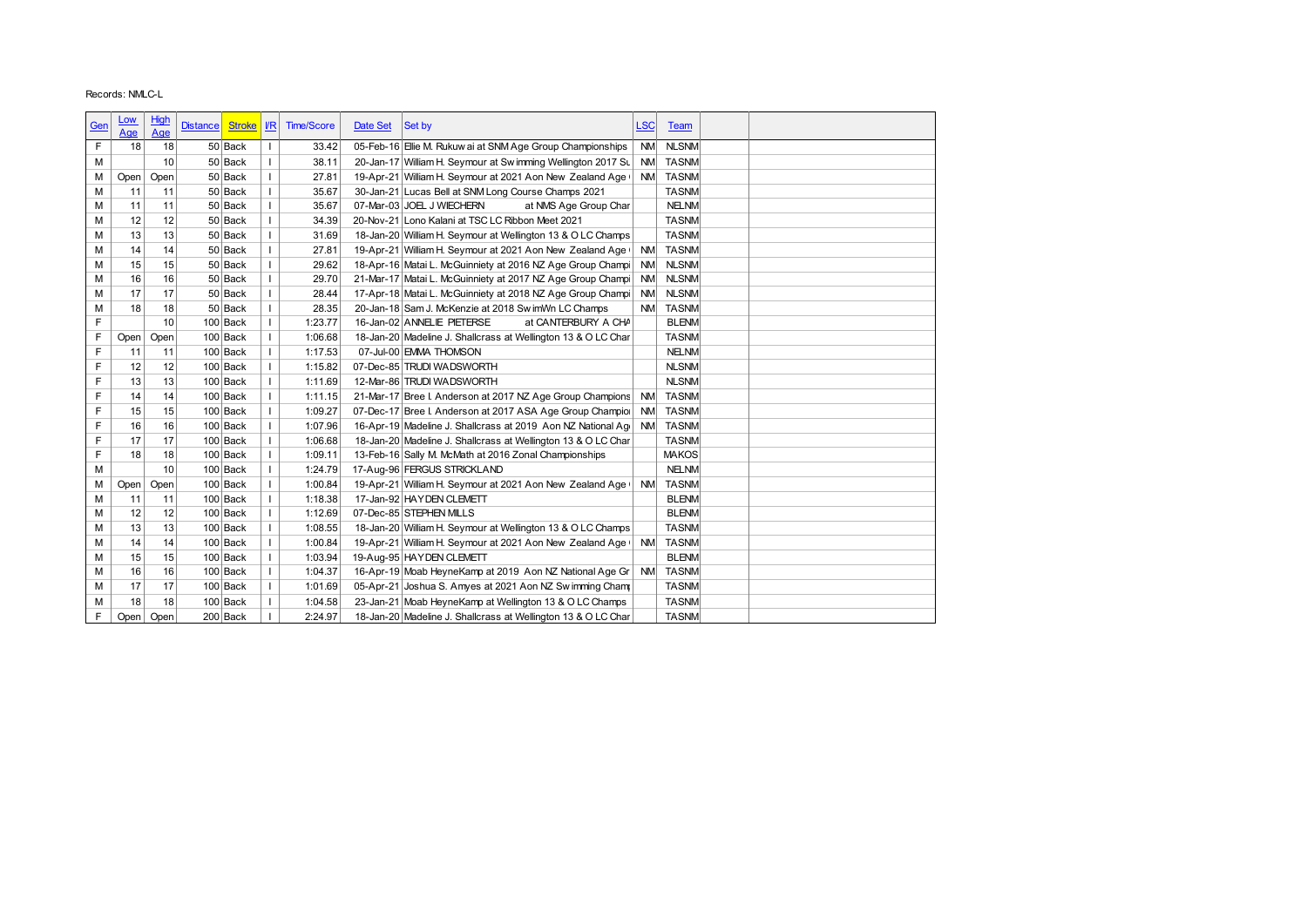Records: NMLC-L

| Gen | Low Age | High Age | Distance | Stroke | I/R | Time/Score | Date Set | Set by | LSC | Team | | |
|---|---|---|---|---|---|---|---|---|---|---|---|---|
| F | 18 | 18 | 50 | Back | I | 33.42 | 05-Feb-16 | Ellie M. Rukuwai at SNM Age Group Championships | NM | NLSNM | | |
| M | | 10 | 50 | Back | I | 38.11 | 20-Jan-17 | William H. Seymour at Swimming Wellington 2017 Su | NM | TASNM | | |
| M | Open | Open | 50 | Back | I | 27.81 | 19-Apr-21 | William H. Seymour at 2021 Aon New Zealand Age | NM | TASNM | | |
| M | 11 | 11 | 50 | Back | I | 35.67 | 30-Jan-21 | Lucas Bell at SNM Long Course Champs 2021 | | TASNM | | |
| M | 11 | 11 | 50 | Back | I | 35.67 | 07-Mar-03 | JOEL J WIECHERN at NMS Age Group Char | | NELNM | | |
| M | 12 | 12 | 50 | Back | I | 34.39 | 20-Nov-21 | Lono Kalani at TSC LC Ribbon Meet 2021 | | TASNM | | |
| M | 13 | 13 | 50 | Back | I | 31.69 | 18-Jan-20 | William H. Seymour at Wellington 13 & O LC Champs | | TASNM | | |
| M | 14 | 14 | 50 | Back | I | 27.81 | 19-Apr-21 | William H. Seymour at 2021 Aon New Zealand Age | NM | TASNM | | |
| M | 15 | 15 | 50 | Back | I | 29.62 | 18-Apr-16 | Matai L. McGuinniety at 2016 NZ Age Group Champi | NM | NLSNM | | |
| M | 16 | 16 | 50 | Back | I | 29.70 | 21-Mar-17 | Matai L. McGuinniety at 2017 NZ Age Group Champi | NM | NLSNM | | |
| M | 17 | 17 | 50 | Back | I | 28.44 | 17-Apr-18 | Matai L. McGuinniety at 2018 NZ Age Group Champi | NM | NLSNM | | |
| M | 18 | 18 | 50 | Back | I | 28.35 | 20-Jan-18 | Sam J. McKenzie at 2018 SwimWn LC Champs | NM | TASNM | | |
| F | | 10 | 100 | Back | I | 1:23.77 | 16-Jan-02 | ANNELIE PIETERSE at CANTERBURY A CHA | | BLENM | | |
| F | Open | Open | 100 | Back | I | 1:06.68 | 18-Jan-20 | Madeline J. Shallcrass at Wellington 13 & O LC Char | | TASNM | | |
| F | 11 | 11 | 100 | Back | I | 1:17.53 | 07-Jul-00 | EMMA THOMSON | | NELNM | | |
| F | 12 | 12 | 100 | Back | I | 1:15.82 | 07-Dec-85 | TRUDI WADSWORTH | | NLSNM | | |
| F | 13 | 13 | 100 | Back | I | 1:11.69 | 12-Mar-86 | TRUDI WADSWORTH | | NLSNM | | |
| F | 14 | 14 | 100 | Back | I | 1:11.15 | 21-Mar-17 | Bree I. Anderson at 2017 NZ Age Group Champions | NM | TASNM | | |
| F | 15 | 15 | 100 | Back | I | 1:09.27 | 07-Dec-17 | Bree I. Anderson at 2017 ASA Age Group Champion | NM | TASNM | | |
| F | 16 | 16 | 100 | Back | I | 1:07.96 | 16-Apr-19 | Madeline J. Shallcrass at 2019 Aon NZ National Ag | NM | TASNM | | |
| F | 17 | 17 | 100 | Back | I | 1:06.68 | 18-Jan-20 | Madeline J. Shallcrass at Wellington 13 & O LC Char | | TASNM | | |
| F | 18 | 18 | 100 | Back | I | 1:09.11 | 13-Feb-16 | Sally M. McMath at 2016 Zonal Championships | | MAKOS | | |
| M | | 10 | 100 | Back | I | 1:24.79 | 17-Aug-96 | FERGUS STRICKLAND | | NELNM | | |
| M | Open | Open | 100 | Back | I | 1:00.84 | 19-Apr-21 | William H. Seymour at 2021 Aon New Zealand Age | NM | TASNM | | |
| M | 11 | 11 | 100 | Back | I | 1:18.38 | 17-Jan-92 | HAYDEN CLEMETT | | BLENM | | |
| M | 12 | 12 | 100 | Back | I | 1:12.69 | 07-Dec-85 | STEPHEN MILLS | | BLENM | | |
| M | 13 | 13 | 100 | Back | I | 1:08.55 | 18-Jan-20 | William H. Seymour at Wellington 13 & O LC Champs | | TASNM | | |
| M | 14 | 14 | 100 | Back | I | 1:00.84 | 19-Apr-21 | William H. Seymour at 2021 Aon New Zealand Age | NM | TASNM | | |
| M | 15 | 15 | 100 | Back | I | 1:03.94 | 19-Aug-95 | HAYDEN CLEMETT | | BLENM | | |
| M | 16 | 16 | 100 | Back | I | 1:04.37 | 16-Apr-19 | Moab HeyneKamp at 2019 Aon NZ National Age Gr | NM | TASNM | | |
| M | 17 | 17 | 100 | Back | I | 1:01.69 | 05-Apr-21 | Joshua S. Amyes at 2021 Aon NZ Swimming Cham | | TASNM | | |
| M | 18 | 18 | 100 | Back | I | 1:04.58 | 23-Jan-21 | Moab HeyneKamp at Wellington 13 & O LC Champs | | TASNM | | |
| F | Open | Open | 200 | Back | I | 2:24.97 | 18-Jan-20 | Madeline J. Shallcrass at Wellington 13 & O LC Char | | TASNM | | |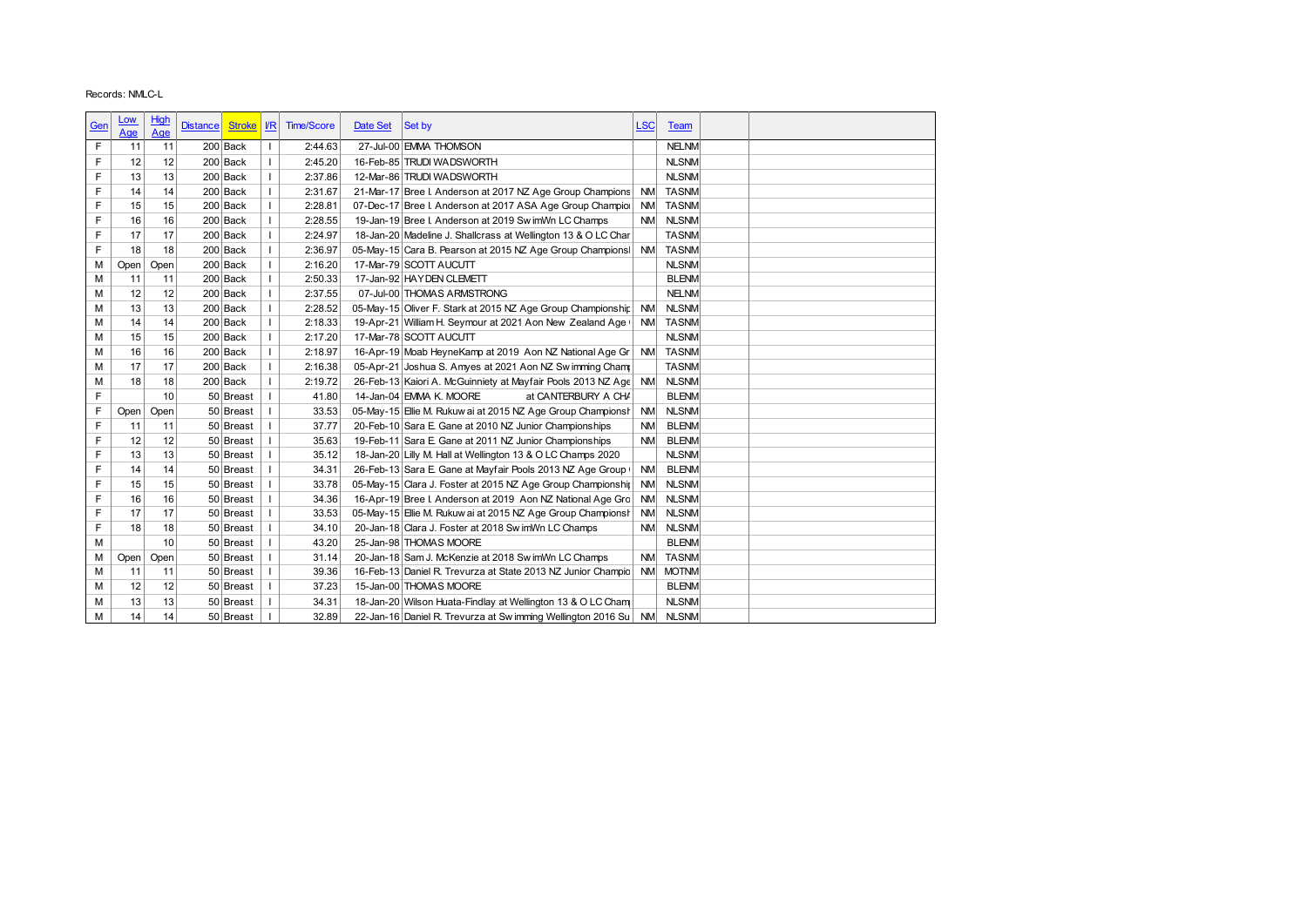Records: NMLC-L

| Gen | Low Age | High Age | Distance | Stroke | I/R | Time/Score | Date Set | Set by | LSC | Team | | |
|---|---|---|---|---|---|---|---|---|---|---|---|---|
| F | 11 | 11 | 200 | Back | I | 2:44.63 | 27-Jul-00 | EMMA THOMSON | | NELNM | | |
| F | 12 | 12 | 200 | Back | I | 2:45.20 | 16-Feb-85 | TRUDI WADSWORTH | | NLSNM | | |
| F | 13 | 13 | 200 | Back | I | 2:37.86 | 12-Mar-86 | TRUDI WADSWORTH | | NLSNM | | |
| F | 14 | 14 | 200 | Back | I | 2:31.67 | 21-Mar-17 | Bree I. Anderson at 2017 NZ Age Group Champions | NM | TASNM | | |
| F | 15 | 15 | 200 | Back | I | 2:28.81 | 07-Dec-17 | Bree I. Anderson at 2017 ASA Age Group Champio | NM | TASNM | | |
| F | 16 | 16 | 200 | Back | I | 2:28.55 | 19-Jan-19 | Bree I. Anderson at 2019 SwimWn LC Champs | NM | NLSNM | | |
| F | 17 | 17 | 200 | Back | I | 2:24.97 | 18-Jan-20 | Madeline J. Shallcrass at Wellington 13 & O LC Char | | TASNM | | |
| F | 18 | 18 | 200 | Back | I | 2:36.97 | 05-May-15 | Cara B. Pearson at 2015 NZ Age Group Championsl | NM | TASNM | | |
| M | Open | Open | 200 | Back | I | 2:16.20 | 17-Mar-79 | SCOTT AUCUTT | | NLSNM | | |
| M | 11 | 11 | 200 | Back | I | 2:50.33 | 17-Jan-92 | HAYDEN CLEMETT | | BLENM | | |
| M | 12 | 12 | 200 | Back | I | 2:37.55 | 07-Jul-00 | THOMAS ARMSTRONG | | NELNM | | |
| M | 13 | 13 | 200 | Back | I | 2:28.52 | 05-May-15 | Oliver F. Stark at 2015 NZ Age Group Championship | NM | NLSNM | | |
| M | 14 | 14 | 200 | Back | I | 2:18.33 | 19-Apr-21 | William H. Seymour at 2021 Aon New Zealand Age | NM | TASNM | | |
| M | 15 | 15 | 200 | Back | I | 2:17.20 | 17-Mar-78 | SCOTT AUCUTT | | NLSNM | | |
| M | 16 | 16 | 200 | Back | I | 2:18.97 | 16-Apr-19 | Moab HeyneKamp at 2019 Aon NZ National Age Gr | NM | TASNM | | |
| M | 17 | 17 | 200 | Back | I | 2:16.38 | 05-Apr-21 | Joshua S. Amyes at 2021 Aon NZ Swimming Cham | | TASNM | | |
| M | 18 | 18 | 200 | Back | I | 2:19.72 | 26-Feb-13 | Kaiori A. McGuinniety at Mayfair Pools 2013 NZ Age | NM | NLSNM | | |
| F | | 10 | 50 | Breast | I | 41.80 | 14-Jan-04 | EMMA K. MOORE at CANTERBURY A CH/ | | BLENM | | |
| F | Open | Open | 50 | Breast | I | 33.53 | 05-May-15 | Ellie M. Rukuwai at 2015 NZ Age Group Championsh | NM | NLSNM | | |
| F | 11 | 11 | 50 | Breast | I | 37.77 | 20-Feb-10 | Sara E. Gane at 2010 NZ Junior Championships | NM | BLENM | | |
| F | 12 | 12 | 50 | Breast | I | 35.63 | 19-Feb-11 | Sara E. Gane at 2011 NZ Junior Championships | NM | BLENM | | |
| F | 13 | 13 | 50 | Breast | I | 35.12 | 18-Jan-20 | Lilly M. Hall at Wellington 13 & O LC Champs 2020 | | NLSNM | | |
| F | 14 | 14 | 50 | Breast | I | 34.31 | 26-Feb-13 | Sara E. Gane at Mayfair Pools 2013 NZ Age Group | NM | BLENM | | |
| F | 15 | 15 | 50 | Breast | I | 33.78 | 05-May-15 | Clara J. Foster at 2015 NZ Age Group Championship | NM | NLSNM | | |
| F | 16 | 16 | 50 | Breast | I | 34.36 | 16-Apr-19 | Bree I. Anderson at 2019 Aon NZ National Age Gro | NM | NLSNM | | |
| F | 17 | 17 | 50 | Breast | I | 33.53 | 05-May-15 | Ellie M. Rukuwai at 2015 NZ Age Group Championsh | NM | NLSNM | | |
| F | 18 | 18 | 50 | Breast | I | 34.10 | 20-Jan-18 | Clara J. Foster at 2018 SwimWn LC Champs | NM | NLSNM | | |
| M | | 10 | 50 | Breast | I | 43.20 | 25-Jan-98 | THOMAS MOORE | | BLENM | | |
| M | Open | Open | 50 | Breast | I | 31.14 | 20-Jan-18 | Sam J. McKenzie at 2018 SwimWn LC Champs | NM | TASNM | | |
| M | 11 | 11 | 50 | Breast | I | 39.36 | 16-Feb-13 | Daniel R. Trevurza at State 2013 NZ Junior Champio | NM | MOTNM | | |
| M | 12 | 12 | 50 | Breast | I | 37.23 | 15-Jan-00 | THOMAS MOORE | | BLENM | | |
| M | 13 | 13 | 50 | Breast | I | 34.31 | 18-Jan-20 | Wilson Huata-Findlay at Wellington 13 & O LC Cham | | NLSNM | | |
| M | 14 | 14 | 50 | Breast | I | 32.89 | 22-Jan-16 | Daniel R. Trevurza at Swimming Wellington 2016 Su | NM | NLSNM | | |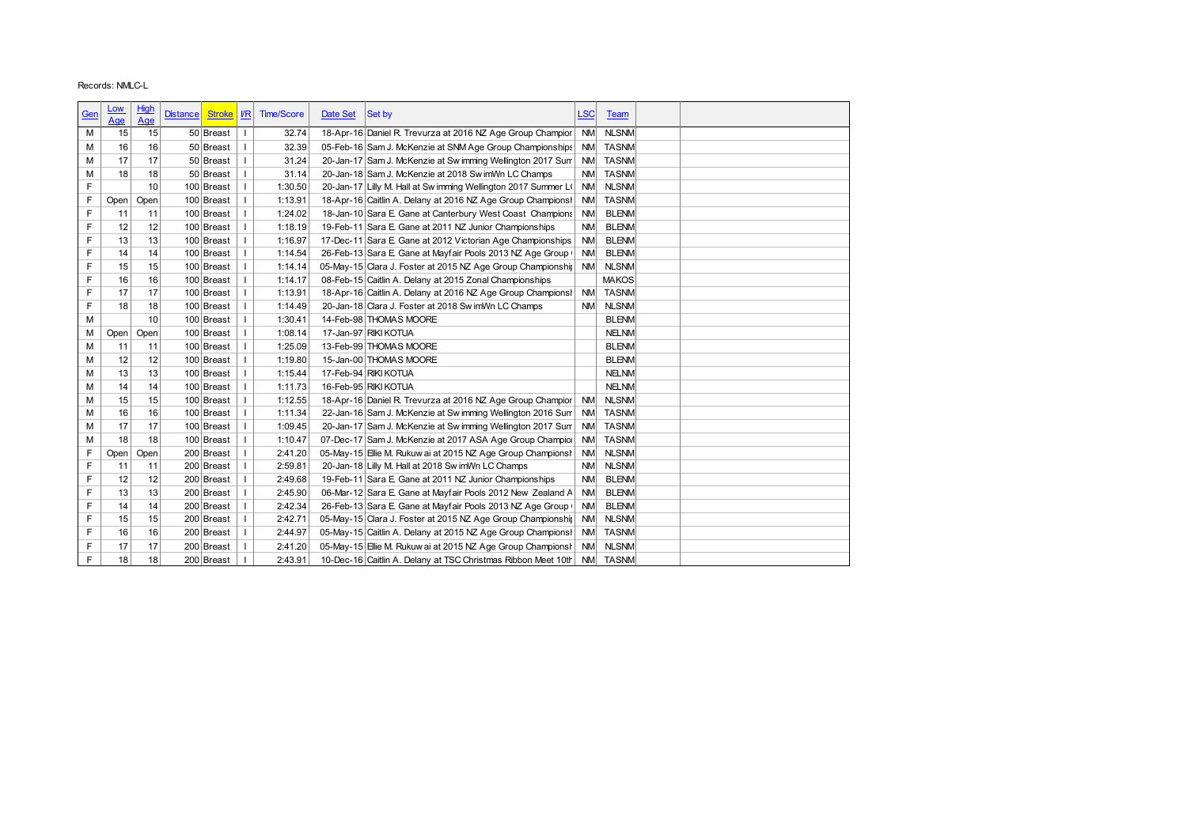Records: NMLC-L

| Gen | Low Age | High Age | Distance | Stroke | I/R | Time/Score | Date Set | Set by | LSC | Team | | |
|---|---|---|---|---|---|---|---|---|---|---|---|---|
| M | 15 | 15 | 50 | Breast | I | 32.74 | 18-Apr-16 | Daniel R. Trevurza at 2016 NZ Age Group Champior | NM | NLSNM | | |
| M | 16 | 16 | 50 | Breast | I | 32.39 | 05-Feb-16 | Sam J. McKenzie at SNM Age Group Championships | NM | TASNM | | |
| M | 17 | 17 | 50 | Breast | I | 31.24 | 20-Jan-17 | Sam J. McKenzie at Swimming Wellington 2017 Sum | NM | TASNM | | |
| M | 18 | 18 | 50 | Breast | I | 31.14 | 20-Jan-18 | Sam J. McKenzie at 2018 SwimWn LC Champs | NM | TASNM | | |
| F | | 10 | 100 | Breast | I | 1:30.50 | 20-Jan-17 | Lilly M. Hall at Swimming Wellington 2017 Summer L( | NM | NLSNM | | |
| F | Open | Open | 100 | Breast | I | 1:13.91 | 18-Apr-16 | Caitlin A. Delany at 2016 NZ Age Group Championsl | NM | TASNM | | |
| F | 11 | 11 | 100 | Breast | I | 1:24.02 | 18-Jan-10 | Sara E. Gane at Canterbury West Coast Champions | NM | BLENM | | |
| F | 12 | 12 | 100 | Breast | I | 1:18.19 | 19-Feb-11 | Sara E. Gane at 2011 NZ Junior Championships | NM | BLENM | | |
| F | 13 | 13 | 100 | Breast | I | 1:16.97 | 17-Dec-11 | Sara E. Gane at 2012 Victorian Age Championships | NM | BLENM | | |
| F | 14 | 14 | 100 | Breast | I | 1:14.54 | 26-Feb-13 | Sara E. Gane at Mayfair Pools 2013 NZ Age Group | NM | BLENM | | |
| F | 15 | 15 | 100 | Breast | I | 1:14.14 | 05-May-15 | Clara J. Foster at 2015 NZ Age Group Championshi | NM | NLSNM | | |
| F | 16 | 16 | 100 | Breast | I | 1:14.17 | 08-Feb-15 | Caitlin A. Delany at 2015 Zonal Championships | | MAKOS | | |
| F | 17 | 17 | 100 | Breast | I | 1:13.91 | 18-Apr-16 | Caitlin A. Delany at 2016 NZ Age Group Championsl | NM | TASNM | | |
| F | 18 | 18 | 100 | Breast | I | 1:14.49 | 20-Jan-18 | Clara J. Foster at 2018 SwimWn LC Champs | NM | NLSNM | | |
| M | | 10 | 100 | Breast | I | 1:30.41 | 14-Feb-98 | THOMAS MOORE | | BLENM | | |
| M | Open | Open | 100 | Breast | I | 1:08.14 | 17-Jan-97 | RIKI KOTUA | | NELNM | | |
| M | 11 | 11 | 100 | Breast | I | 1:25.09 | 13-Feb-99 | THOMAS MOORE | | BLENM | | |
| M | 12 | 12 | 100 | Breast | I | 1:19.80 | 15-Jan-00 | THOMAS MOORE | | BLENM | | |
| M | 13 | 13 | 100 | Breast | I | 1:15.44 | 17-Feb-94 | RIKI KOTUA | | NELNM | | |
| M | 14 | 14 | 100 | Breast | I | 1:11.73 | 16-Feb-95 | RIKI KOTUA | | NELNM | | |
| M | 15 | 15 | 100 | Breast | I | 1:12.55 | 18-Apr-16 | Daniel R. Trevurza at 2016 NZ Age Group Champior | NM | NLSNM | | |
| M | 16 | 16 | 100 | Breast | I | 1:11.34 | 22-Jan-16 | Sam J. McKenzie at Swimming Wellington 2016 Sum | NM | TASNM | | |
| M | 17 | 17 | 100 | Breast | I | 1:09.45 | 20-Jan-17 | Sam J. McKenzie at Swimming Wellington 2017 Sum | NM | TASNM | | |
| M | 18 | 18 | 100 | Breast | I | 1:10.47 | 07-Dec-17 | Sam J. McKenzie at 2017 ASA Age Group Champio | NM | TASNM | | |
| F | Open | Open | 200 | Breast | I | 2:41.20 | 05-May-15 | Ellie M. Rukuwai at 2015 NZ Age Group Championsh | NM | NLSNM | | |
| F | 11 | 11 | 200 | Breast | I | 2:59.81 | 20-Jan-18 | Lilly M. Hall at 2018 SwimWn LC Champs | NM | NLSNM | | |
| F | 12 | 12 | 200 | Breast | I | 2:49.68 | 19-Feb-11 | Sara E. Gane at 2011 NZ Junior Championships | NM | BLENM | | |
| F | 13 | 13 | 200 | Breast | I | 2:45.90 | 06-Mar-12 | Sara E. Gane at Mayfair Pools 2012 New Zealand A | NM | BLENM | | |
| F | 14 | 14 | 200 | Breast | I | 2:42.34 | 26-Feb-13 | Sara E. Gane at Mayfair Pools 2013 NZ Age Group | NM | BLENM | | |
| F | 15 | 15 | 200 | Breast | I | 2:42.71 | 05-May-15 | Clara J. Foster at 2015 NZ Age Group Championshi | NM | NLSNM | | |
| F | 16 | 16 | 200 | Breast | I | 2:44.97 | 05-May-15 | Caitlin A. Delany at 2015 NZ Age Group Championsl | NM | TASNM | | |
| F | 17 | 17 | 200 | Breast | I | 2:41.20 | 05-May-15 | Ellie M. Rukuwai at 2015 NZ Age Group Championsh | NM | NLSNM | | |
| F | 18 | 18 | 200 | Breast | I | 2:43.91 | 10-Dec-16 | Caitlin A. Delany at TSC Christmas Ribbon Meet 10th | NM | TASNM | | |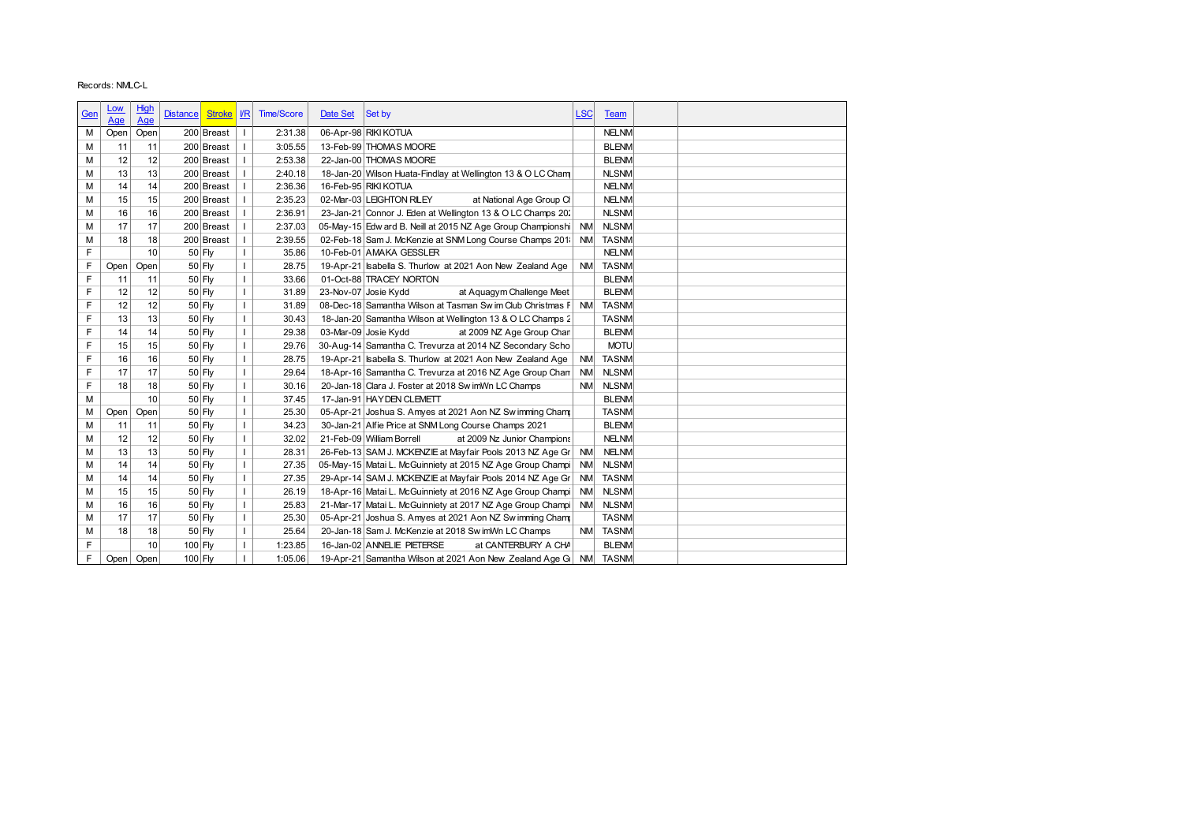Records: NMLC-L

| Gen | Low Age | High Age | Distance | Stroke | I/R | Time/Score | Date Set | Set by | LSC | Team | | |
|---|---|---|---|---|---|---|---|---|---|---|---|---|
| M | Open | Open | 200 | Breast | I | 2:31.38 | 06-Apr-98 | RIKI KOTUA | | NELNM | | |
| M | 11 | 11 | 200 | Breast | I | 3:05.55 | 13-Feb-99 | THOMAS MOORE | | BLENM | | |
| M | 12 | 12 | 200 | Breast | I | 2:53.38 | 22-Jan-00 | THOMAS MOORE | | BLENM | | |
| M | 13 | 13 | 200 | Breast | I | 2:40.18 | 18-Jan-20 | Wilson Huata-Findlay at Wellington 13 & O LC Cham | | NLSNM | | |
| M | 14 | 14 | 200 | Breast | I | 2:36.36 | 16-Feb-95 | RIKI KOTUA | | NELNM | | |
| M | 15 | 15 | 200 | Breast | I | 2:35.23 | 02-Mar-03 | LEIGHTON RILEY at National Age Group Cl | | NELNM | | |
| M | 16 | 16 | 200 | Breast | I | 2:36.91 | 23-Jan-21 | Connor J. Eden at Wellington 13 & O LC Champs 202 | | NLSNM | | |
| M | 17 | 17 | 200 | Breast | I | 2:37.03 | 05-May-15 | Edward B. Neill at 2015 NZ Age Group Championshi | NM | NLSNM | | |
| M | 18 | 18 | 200 | Breast | I | 2:39.55 | 02-Feb-18 | Sam J. McKenzie at SNM Long Course Champs 201 | NM | TASNM | | |
| F | | 10 | 50 | Fly | I | 35.86 | 10-Feb-01 | AMAKA GESSLER | | NELNM | | |
| F | Open | Open | 50 | Fly | I | 28.75 | 19-Apr-21 | Isabella S. Thurlow at 2021 Aon New Zealand Age | NM | TASNM | | |
| F | 11 | 11 | 50 | Fly | I | 33.66 | 01-Oct-88 | TRACEY NORTON | | BLENM | | |
| F | 12 | 12 | 50 | Fly | I | 31.89 | 23-Nov-07 | Josie Kydd at Aquagym Challenge Meet | | BLENM | | |
| F | 12 | 12 | 50 | Fly | I | 31.89 | 08-Dec-18 | Samantha Wilson at Tasman Swim Club Christmas F | NM | TASNM | | |
| F | 13 | 13 | 50 | Fly | I | 30.43 | 18-Jan-20 | Samantha Wilson at Wellington 13 & O LC Champs 2 | | TASNM | | |
| F | 14 | 14 | 50 | Fly | I | 29.38 | 03-Mar-09 | Josie Kydd at 2009 NZ Age Group Chan | | BLENM | | |
| F | 15 | 15 | 50 | Fly | I | 29.76 | 30-Aug-14 | Samantha C. Trevurza at 2014 NZ Secondary Scho | | MOTU | | |
| F | 16 | 16 | 50 | Fly | I | 28.75 | 19-Apr-21 | Isabella S. Thurlow at 2021 Aon New Zealand Age | NM | TASNM | | |
| F | 17 | 17 | 50 | Fly | I | 29.64 | 18-Apr-16 | Samantha C. Trevurza at 2016 NZ Age Group Chan | NM | NLSNM | | |
| F | 18 | 18 | 50 | Fly | I | 30.16 | 20-Jan-18 | Clara J. Foster at 2018 SwimWn LC Champs | NM | NLSNM | | |
| M | | 10 | 50 | Fly | I | 37.45 | 17-Jan-91 | HAYDEN CLEMETT | | BLENM | | |
| M | Open | Open | 50 | Fly | I | 25.30 | 05-Apr-21 | Joshua S. Amyes at 2021 Aon NZ Swimming Cham | | TASNM | | |
| M | 11 | 11 | 50 | Fly | I | 34.23 | 30-Jan-21 | Alfie Price at SNM Long Course Champs 2021 | | BLENM | | |
| M | 12 | 12 | 50 | Fly | I | 32.02 | 21-Feb-09 | William Borrell at 2009 Nz Junior Champions | | NELNM | | |
| M | 13 | 13 | 50 | Fly | I | 28.31 | 26-Feb-13 | SAM J. MCKENZIE at Mayfair Pools 2013 NZ Age Gr | NM | NELNM | | |
| M | 14 | 14 | 50 | Fly | I | 27.35 | 05-May-15 | Matai L. McGuinniety at 2015 NZ Age Group Champi | NM | NLSNM | | |
| M | 14 | 14 | 50 | Fly | I | 27.35 | 29-Apr-14 | SAM J. MCKENZIE at Mayfair Pools 2014 NZ Age Gr | NM | TASNM | | |
| M | 15 | 15 | 50 | Fly | I | 26.19 | 18-Apr-16 | Matai L. McGuinniety at 2016 NZ Age Group Champi | NM | NLSNM | | |
| M | 16 | 16 | 50 | Fly | I | 25.83 | 21-Mar-17 | Matai L. McGuinniety at 2017 NZ Age Group Champi | NM | NLSNM | | |
| M | 17 | 17 | 50 | Fly | I | 25.30 | 05-Apr-21 | Joshua S. Amyes at 2021 Aon NZ Swimming Cham | | TASNM | | |
| M | 18 | 18 | 50 | Fly | I | 25.64 | 20-Jan-18 | Sam J. McKenzie at 2018 SwimWn LC Champs | NM | TASNM | | |
| F | | 10 | 100 | Fly | I | 1:23.85 | 16-Jan-02 | ANNELIE PIETERSE at CANTERBURY A CHA | | BLENM | | |
| F | Open | Open | 100 | Fly | I | 1:05.06 | 19-Apr-21 | Samantha Wilson at 2021 Aon New Zealand Age Gr | NM | TASNM | | |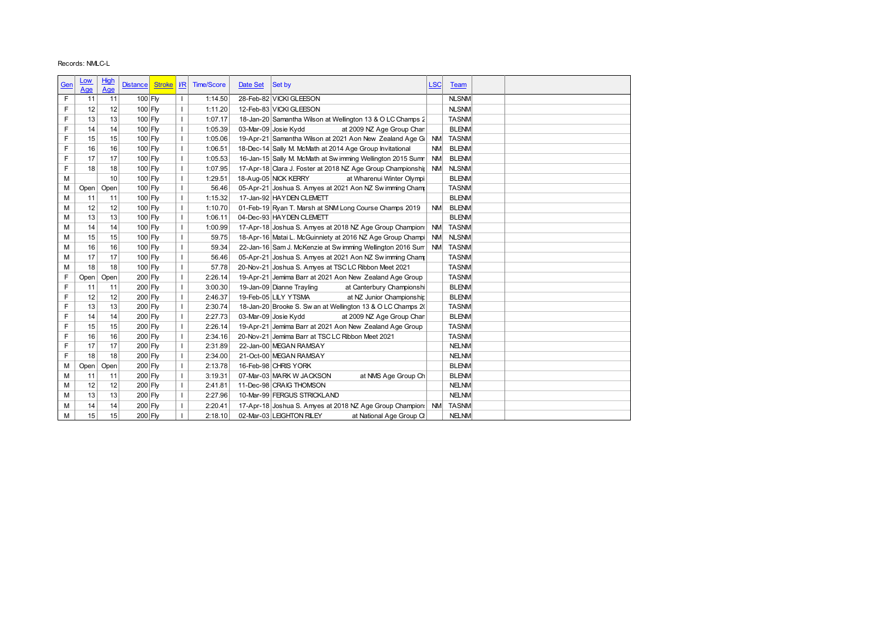Records: NMLC-L

| Gen | Low Age | High Age | Distance | Stroke | I/R | Time/Score | Date Set | Set by | LSC | Team | | |
|---|---|---|---|---|---|---|---|---|---|---|---|---|
| F | 11 | 11 | 100 | Fly | I | 1:14.50 | 28-Feb-82 | VICKI GLEESON | | NLSNM | | |
| F | 12 | 12 | 100 | Fly | I | 1:11.20 | 12-Feb-83 | VICKI GLEESON | | NLSNM | | |
| F | 13 | 13 | 100 | Fly | I | 1:07.17 | 18-Jan-20 | Samantha Wilson at Wellington 13 & O LC Champs 2 | | TASNM | | |
| F | 14 | 14 | 100 | Fly | I | 1:05.39 | 03-Mar-09 | Josie Kydd at 2009 NZ Age Group Char | | BLENM | | |
| F | 15 | 15 | 100 | Fly | I | 1:05.06 | 19-Apr-21 | Samantha Wilson at 2021 Aon New Zealand Age G | NM | TASNM | | |
| F | 16 | 16 | 100 | Fly | I | 1:06.51 | 18-Dec-14 | Sally M. McMath at 2014 Age Group Invitational | NM | BLENM | | |
| F | 17 | 17 | 100 | Fly | I | 1:05.53 | 16-Jan-15 | Sally M. McMath at Swimming Wellington 2015 Sumr | NM | BLENM | | |
| F | 18 | 18 | 100 | Fly | I | 1:07.95 | 17-Apr-18 | Clara J. Foster at 2018 NZ Age Group Championshi | NM | NLSNM | | |
| M | | 10 | 100 | Fly | I | 1:29.51 | 18-Aug-05 | NICK KERRY at Wharenui Winter Olympi | | BLENM | | |
| M | Open | Open | 100 | Fly | I | 56.46 | 05-Apr-21 | Joshua S. Amyes at 2021 Aon NZ Swimming Cham | | TASNM | | |
| M | 11 | 11 | 100 | Fly | I | 1:15.32 | 17-Jan-92 | HAYDEN CLEMETT | | BLENM | | |
| M | 12 | 12 | 100 | Fly | I | 1:10.70 | 01-Feb-19 | Ryan T. Marsh at SNM Long Course Champs 2019 | NM | BLENM | | |
| M | 13 | 13 | 100 | Fly | I | 1:06.11 | 04-Dec-93 | HAYDEN CLEMETT | | BLENM | | |
| M | 14 | 14 | 100 | Fly | I | 1:00.99 | 17-Apr-18 | Joshua S. Amyes at 2018 NZ Age Group Champion | NM | TASNM | | |
| M | 15 | 15 | 100 | Fly | I | 59.75 | 18-Apr-16 | Matai L. McGuinniety at 2016 NZ Age Group Champi | NM | NLSNM | | |
| M | 16 | 16 | 100 | Fly | I | 59.34 | 22-Jan-16 | Sam J. McKenzie at Swimming Wellington 2016 Sum | NM | TASNM | | |
| M | 17 | 17 | 100 | Fly | I | 56.46 | 05-Apr-21 | Joshua S. Amyes at 2021 Aon NZ Swimming Cham | | TASNM | | |
| M | 18 | 18 | 100 | Fly | I | 57.78 | 20-Nov-21 | Joshua S. Amyes at TSC LC Ribbon Meet 2021 | | TASNM | | |
| F | Open | Open | 200 | Fly | I | 2:26.14 | 19-Apr-21 | Jemima Barr at 2021 Aon New Zealand Age Group | | TASNM | | |
| F | 11 | 11 | 200 | Fly | I | 3:00.30 | 19-Jan-09 | Dianne Trayling at Canterbury Championshi | | BLENM | | |
| F | 12 | 12 | 200 | Fly | I | 2:46.37 | 19-Feb-05 | LILY YTSMA at NZ Junior Championshi | | BLENM | | |
| F | 13 | 13 | 200 | Fly | I | 2:30.74 | 18-Jan-20 | Brooke S. Swan at Wellington 13 & O LC Champs 2 | | TASNM | | |
| F | 14 | 14 | 200 | Fly | I | 2:27.73 | 03-Mar-09 | Josie Kydd at 2009 NZ Age Group Char | | BLENM | | |
| F | 15 | 15 | 200 | Fly | I | 2:26.14 | 19-Apr-21 | Jemima Barr at 2021 Aon New Zealand Age Group | | TASNM | | |
| F | 16 | 16 | 200 | Fly | I | 2:34.16 | 20-Nov-21 | Jemima Barr at TSC LC Ribbon Meet 2021 | | TASNM | | |
| F | 17 | 17 | 200 | Fly | I | 2:31.89 | 22-Jan-00 | MEGAN RAMSAY | | NELNM | | |
| F | 18 | 18 | 200 | Fly | I | 2:34.00 | 21-Oct-00 | MEGAN RAMSAY | | NELNM | | |
| M | Open | Open | 200 | Fly | I | 2:13.78 | 16-Feb-98 | CHRIS YORK | | BLENM | | |
| M | 11 | 11 | 200 | Fly | I | 3:19.31 | 07-Mar-03 | MARK W JACKSON at NMS Age Group Ch | | BLENM | | |
| M | 12 | 12 | 200 | Fly | I | 2:41.81 | 11-Dec-98 | CRAIG THOMSON | | NELNM | | |
| M | 13 | 13 | 200 | Fly | I | 2:27.96 | 10-Mar-99 | FERGUS STRICKLAND | | NELNM | | |
| M | 14 | 14 | 200 | Fly | I | 2:20.41 | 17-Apr-18 | Joshua S. Amyes at 2018 NZ Age Group Champion | NM | TASNM | | |
| M | 15 | 15 | 200 | Fly | I | 2:18.10 | 02-Mar-03 | LEIGHTON RILEY at National Age Group C | | NELNM | | |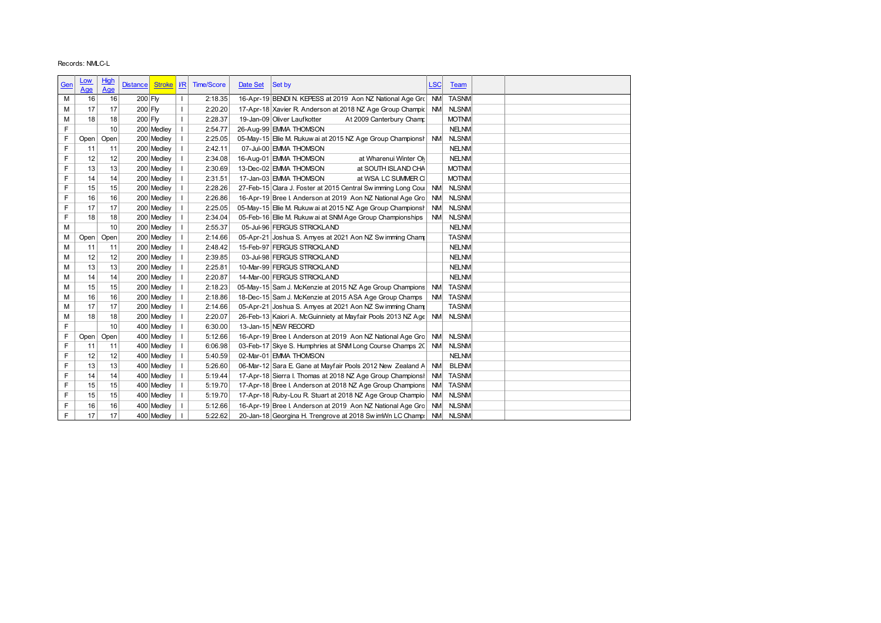Records: NMLC-L

| Gen | Low Age | High Age | Distance | Stroke | I/R | Time/Score | Date Set | Set by | LSC | Team | | |
|---|---|---|---|---|---|---|---|---|---|---|---|---|
| M | 16 | 16 | 200 | Fly | I | 2:18.35 | 16-Apr-19 | BENDI N. KEPESS at 2019 Aon NZ National Age Gro | NM | TASNM | | |
| M | 17 | 17 | 200 | Fly | I | 2:20.20 | 17-Apr-18 | Xavier R. Anderson at 2018 NZ Age Group Champio | NM | NLSNM | | |
| M | 18 | 18 | 200 | Fly | I | 2:28.37 | 19-Jan-09 | Oliver Laufkotter At 2009 Canterbury Champ | | MOTNM | | |
| F | | 10 | 200 | Medley | I | 2:54.77 | 26-Aug-99 | EMMA THOMSON | | NELNM | | |
| F | Open | Open | 200 | Medley | I | 2:25.05 | 05-May-15 | Ellie M. Rukuwai at 2015 NZ Age Group Championsh | NM | NLSNM | | |
| F | 11 | 11 | 200 | Medley | I | 2:42.11 | 07-Jul-00 | EMMA THOMSON | | NELNM | | |
| F | 12 | 12 | 200 | Medley | I | 2:34.08 | 16-Aug-01 | EMMA THOMSON at Wharenui Winter Oly | | NELNM | | |
| F | 13 | 13 | 200 | Medley | I | 2:30.69 | 13-Dec-02 | EMMA THOMSON at SOUTH ISLAND CHA | | MOTNM | | |
| F | 14 | 14 | 200 | Medley | I | 2:31.51 | 17-Jan-03 | EMMA THOMSON at WSA LC SUMMER C | | MOTNM | | |
| F | 15 | 15 | 200 | Medley | I | 2:28.26 | 27-Feb-15 | Clara J. Foster at 2015 Central Swimming Long Cou | NM | NLSNM | | |
| F | 16 | 16 | 200 | Medley | I | 2:26.86 | 16-Apr-19 | Bree I. Anderson at 2019 Aon NZ National Age Gro | NM | NLSNM | | |
| F | 17 | 17 | 200 | Medley | I | 2:25.05 | 05-May-15 | Ellie M. Rukuwai at 2015 NZ Age Group Championsh | NM | NLSNM | | |
| F | 18 | 18 | 200 | Medley | I | 2:34.04 | 05-Feb-16 | Ellie M. Rukuwai at SNM Age Group Championships | NM | NLSNM | | |
| M | | 10 | 200 | Medley | I | 2:55.37 | 05-Jul-96 | FERGUS STRICKLAND | | NELNM | | |
| M | Open | Open | 200 | Medley | I | 2:14.66 | 05-Apr-21 | Joshua S. Amyes at 2021 Aon NZ Swimming Cham | | TASNM | | |
| M | 11 | 11 | 200 | Medley | I | 2:48.42 | 15-Feb-97 | FERGUS STRICKLAND | | NELNM | | |
| M | 12 | 12 | 200 | Medley | I | 2:39.85 | 03-Jul-98 | FERGUS STRICKLAND | | NELNM | | |
| M | 13 | 13 | 200 | Medley | I | 2:25.81 | 10-Mar-99 | FERGUS STRICKLAND | | NELNM | | |
| M | 14 | 14 | 200 | Medley | I | 2:20.87 | 14-Mar-00 | FERGUS STRICKLAND | | NELNM | | |
| M | 15 | 15 | 200 | Medley | I | 2:18.23 | 05-May-15 | Sam J. McKenzie at 2015 NZ Age Group Champions | NM | TASNM | | |
| M | 16 | 16 | 200 | Medley | I | 2:18.86 | 18-Dec-15 | Sam J. McKenzie at 2015 ASA Age Group Champs | NM | TASNM | | |
| M | 17 | 17 | 200 | Medley | I | 2:14.66 | 05-Apr-21 | Joshua S. Amyes at 2021 Aon NZ Swimming Cham | | TASNM | | |
| M | 18 | 18 | 200 | Medley | I | 2:20.07 | 26-Feb-13 | Kaiori A. McGuinniety at Mayfair Pools 2013 NZ Age | NM | NLSNM | | |
| F | | 10 | 400 | Medley | I | 6:30.00 | 13-Jan-15 | NEW RECORD | | | | |
| F | Open | Open | 400 | Medley | I | 5:12.66 | 16-Apr-19 | Bree I. Anderson at 2019 Aon NZ National Age Gro | NM | NLSNM | | |
| F | 11 | 11 | 400 | Medley | I | 6:06.98 | 03-Feb-17 | Skye S. Humphries at SNM Long Course Champs 20 | NM | NLSNM | | |
| F | 12 | 12 | 400 | Medley | I | 5:40.59 | 02-Mar-01 | EMMA THOMSON | | NELNM | | |
| F | 13 | 13 | 400 | Medley | I | 5:26.60 | 06-Mar-12 | Sara E. Gane at Mayfair Pools 2012 New Zealand A | NM | BLENM | | |
| F | 14 | 14 | 400 | Medley | I | 5:19.44 | 17-Apr-18 | Sierra I. Thomas at 2018 NZ Age Group Championsh | NM | TASNM | | |
| F | 15 | 15 | 400 | Medley | I | 5:19.70 | 17-Apr-18 | Bree I. Anderson at 2018 NZ Age Group Champions | NM | TASNM | | |
| F | 15 | 15 | 400 | Medley | I | 5:19.70 | 17-Apr-18 | Ruby-Lou R. Stuart at 2018 NZ Age Group Champio | NM | NLSNM | | |
| F | 16 | 16 | 400 | Medley | I | 5:12.66 | 16-Apr-19 | Bree I. Anderson at 2019 Aon NZ National Age Gro | NM | NLSNM | | |
| F | 17 | 17 | 400 | Medley | I | 5:22.62 | 20-Jan-18 | Georgina H. Trengrove at 2018 SwimWn LC Champ | NM | NLSNM | | |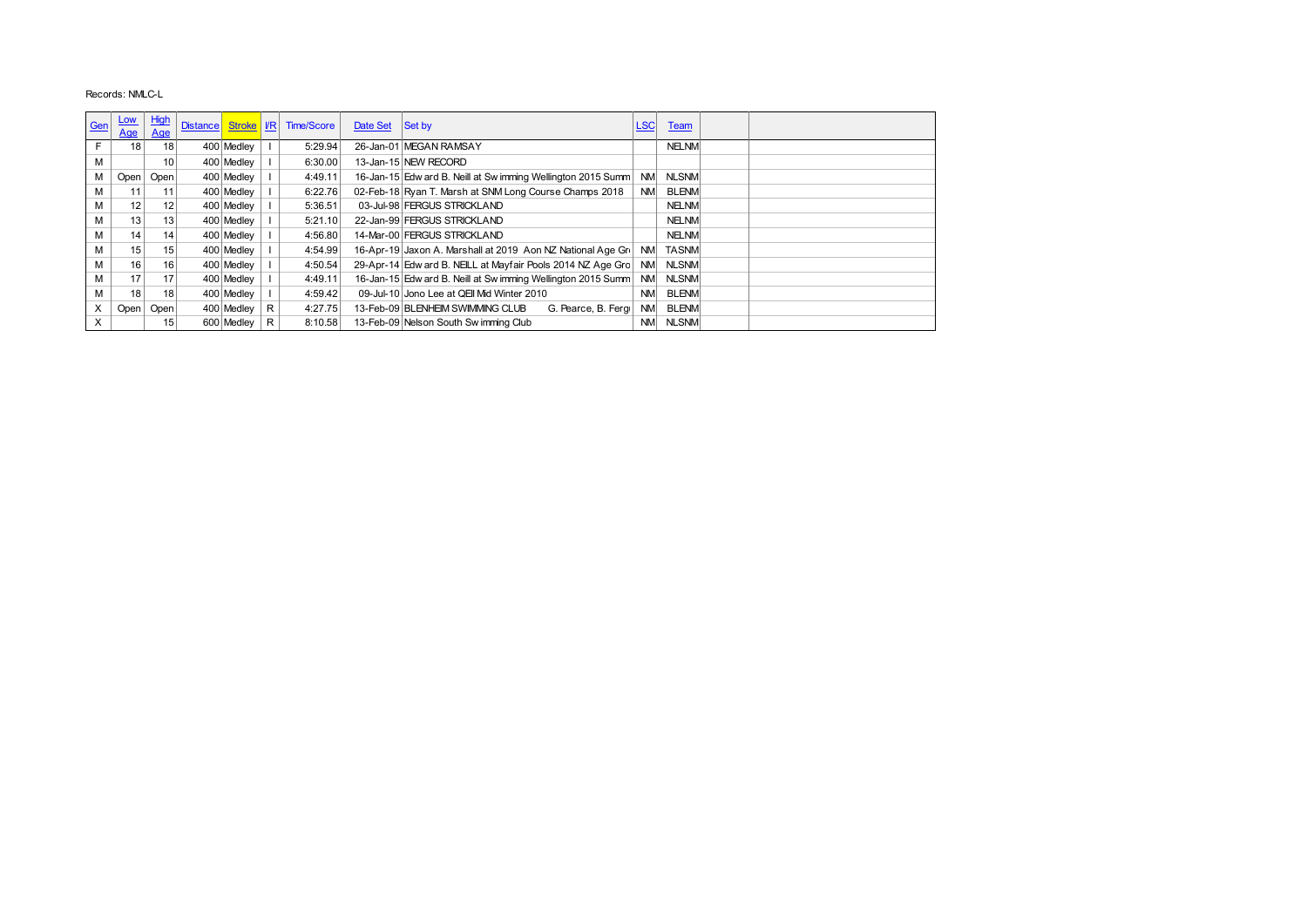Records: NMLC-L

| Gen | Low Age | High Age | Distance | Stroke | I/R | Time/Score | Date Set | Set by | LSC | Team | | |
|---|---|---|---|---|---|---|---|---|---|---|---|---|
| F | 18 | 18 | 400 | Medley | I | 5:29.94 | 26-Jan-01 | MEGAN RAMSAY | | NELNM | | |
| M | | 10 | 400 | Medley | I | 6:30.00 | 13-Jan-15 | NEW RECORD | | | | |
| M | Open | Open | 400 | Medley | I | 4:49.11 | 16-Jan-15 | Edward B. Neill at Swimming Wellington 2015 Summ | NM | NLSNM | | |
| M | 11 | 11 | 400 | Medley | I | 6:22.76 | 02-Feb-18 | Ryan T. Marsh at SNM Long Course Champs 2018 | NM | BLENM | | |
| M | 12 | 12 | 400 | Medley | I | 5:36.51 | 03-Jul-98 | FERGUS STRICKLAND | | NELNM | | |
| M | 13 | 13 | 400 | Medley | I | 5:21.10 | 22-Jan-99 | FERGUS STRICKLAND | | NELNM | | |
| M | 14 | 14 | 400 | Medley | I | 4:56.80 | 14-Mar-00 | FERGUS STRICKLAND | | NELNM | | |
| M | 15 | 15 | 400 | Medley | I | 4:54.99 | 16-Apr-19 | Jaxon A. Marshall at 2019 Aon NZ National Age Gr | NM | TASNM | | |
| M | 16 | 16 | 400 | Medley | I | 4:50.54 | 29-Apr-14 | Edward B. NEILL at Mayfair Pools 2014 NZ Age Gro | NM | NLSNM | | |
| M | 17 | 17 | 400 | Medley | I | 4:49.11 | 16-Jan-15 | Edward B. Neill at Swimming Wellington 2015 Summ | NM | NLSNM | | |
| M | 18 | 18 | 400 | Medley | I | 4:59.42 | 09-Jul-10 | Jono Lee at QEII Mid Winter 2010 | NM | BLENM | | |
| X | Open | Open | 400 | Medley | R | 4:27.75 | 13-Feb-09 | BLENHEIM SWIMMING CLUB G. Pearce, B. Fergu | NM | BLENM | | |
| X | | 15 | 600 | Medley | R | 8:10.58 | 13-Feb-09 | Nelson South Swimming Club | NM | NLSNM | | |